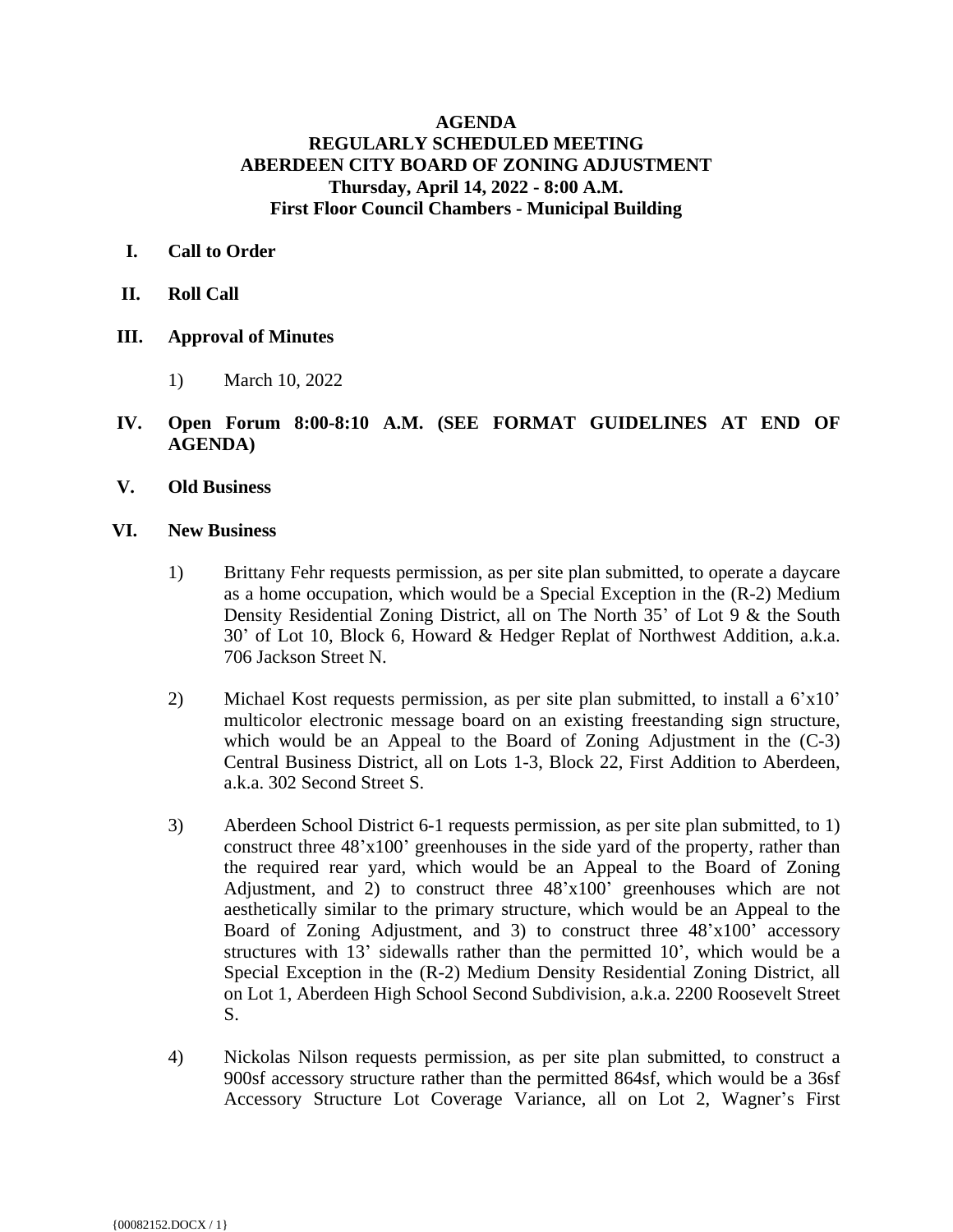# AGENDA
# REGULARLY SCHEDULED MEETING
# ABERDEEN CITY BOARD OF ZONING ADJUSTMENT
## Thursday, April 14, 2022 - 8:00 A.M.
## First Floor Council Chambers - Municipal Building

**I. Call to Order**

**II. Roll Call**

**III. Approval of Minutes**

1) March 10, 2022

**IV. Open Forum 8:00-8:10 A.M. (SEE FORMAT GUIDELINES AT END OF AGENDA)**

**V. Old Business**

**VI. New Business**

1) Brittany Fehr requests permission, as per site plan submitted, to operate a daycare as a home occupation, which would be a Special Exception in the (R-2) Medium Density Residential Zoning District, all on The North 35' of Lot 9 & the South 30' of Lot 10, Block 6, Howard & Hedger Replat of Northwest Addition, a.k.a. 706 Jackson Street N.

2) Michael Kost requests permission, as per site plan submitted, to install a 6'x10' multicolor electronic message board on an existing freestanding sign structure, which would be an Appeal to the Board of Zoning Adjustment in the (C-3) Central Business District, all on Lots 1-3, Block 22, First Addition to Aberdeen, a.k.a. 302 Second Street S.

3) Aberdeen School District 6-1 requests permission, as per site plan submitted, to 1) construct three 48'x100' greenhouses in the side yard of the property, rather than the required rear yard, which would be an Appeal to the Board of Zoning Adjustment, and 2) to construct three 48'x100' greenhouses which are not aesthetically similar to the primary structure, which would be an Appeal to the Board of Zoning Adjustment, and 3) to construct three 48'x100' accessory structures with 13' sidewalls rather than the permitted 10', which would be a Special Exception in the (R-2) Medium Density Residential Zoning District, all on Lot 1, Aberdeen High School Second Subdivision, a.k.a. 2200 Roosevelt Street S.

4) Nickolas Nilson requests permission, as per site plan submitted, to construct a 900sf accessory structure rather than the permitted 864sf, which would be a 36sf Accessory Structure Lot Coverage Variance, all on Lot 2, Wagner's First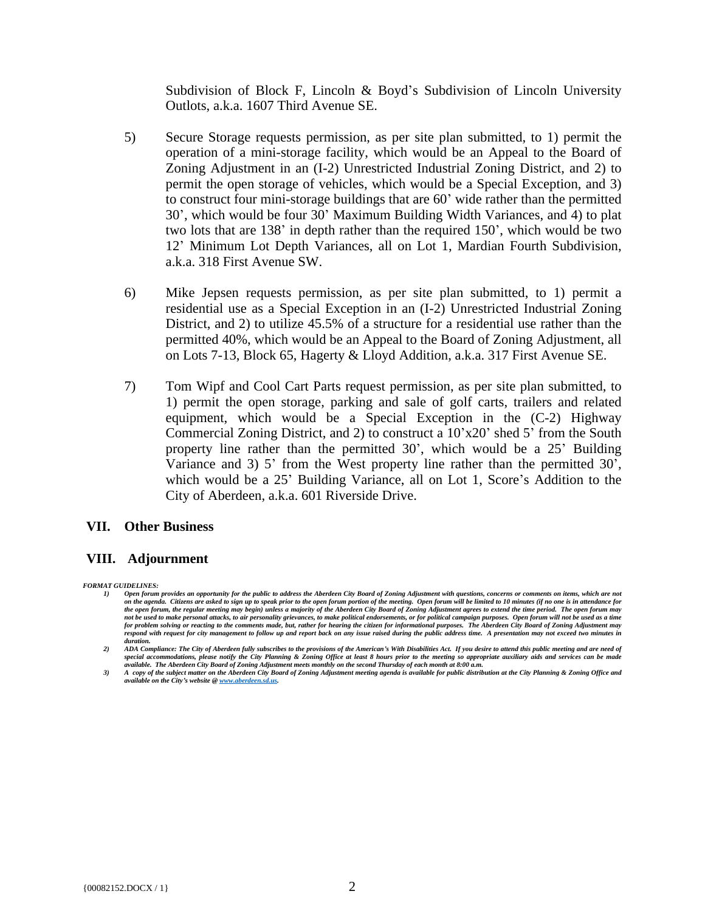Subdivision of Block F, Lincoln & Boyd's Subdivision of Lincoln University Outlots, a.k.a. 1607 Third Avenue SE.

5) Secure Storage requests permission, as per site plan submitted, to 1) permit the operation of a mini-storage facility, which would be an Appeal to the Board of Zoning Adjustment in an (I-2) Unrestricted Industrial Zoning District, and 2) to permit the open storage of vehicles, which would be a Special Exception, and 3) to construct four mini-storage buildings that are 60' wide rather than the permitted 30', which would be four 30' Maximum Building Width Variances, and 4) to plat two lots that are 138' in depth rather than the required 150', which would be two 12' Minimum Lot Depth Variances, all on Lot 1, Mardian Fourth Subdivision, a.k.a. 318 First Avenue SW.

6) Mike Jepsen requests permission, as per site plan submitted, to 1) permit a residential use as a Special Exception in an (I-2) Unrestricted Industrial Zoning District, and 2) to utilize 45.5% of a structure for a residential use rather than the permitted 40%, which would be an Appeal to the Board of Zoning Adjustment, all on Lots 7-13, Block 65, Hagerty & Lloyd Addition, a.k.a. 317 First Avenue SE.

7) Tom Wipf and Cool Cart Parts request permission, as per site plan submitted, to 1) permit the open storage, parking and sale of golf carts, trailers and related equipment, which would be a Special Exception in the (C-2) Highway Commercial Zoning District, and 2) to construct a 10'x20' shed 5' from the South property line rather than the permitted 30', which would be a 25' Building Variance and 3) 5' from the West property line rather than the permitted 30', which would be a 25' Building Variance, all on Lot 1, Score's Addition to the City of Aberdeen, a.k.a. 601 Riverside Drive.

## VII. Other Business

## VIII. Adjournment

***FORMAT GUIDELINES:***

1) ***Open forum provides an opportunity for the public to address the Aberdeen City Board of Zoning Adjustment with questions, concerns or comments on items, which are not on the agenda. Citizens are asked to sign up to speak prior to the open forum portion of the meeting. Open forum will be limited to 10 minutes (if no one is in attendance for the open forum, the regular meeting may begin) unless a majority of the Aberdeen City Board of Zoning Adjustment agrees to extend the time period. The open forum may not be used to make personal attacks, to air personality grievances, to make political endorsements, or for political campaign purposes. Open forum will not be used as a time for problem solving or reacting to the comments made, but, rather for hearing the citizen for informational purposes. The Aberdeen City Board of Zoning Adjustment may respond with request for city management to follow up and report back on any issue raised during the public address time. A presentation may not exceed two minutes in duration.***
2) ***ADA Compliance: The City of Aberdeen fully subscribes to the provisions of the American's With Disabilities Act. If you desire to attend this public meeting and are need of special accommodations, please notify the City Planning & Zoning Office at least 8 hours prior to the meeting so appropriate auxiliary aids and services can be made available. The Aberdeen City Board of Zoning Adjustment meets monthly on the second Thursday of each month at 8:00 a.m.***
3) ***A copy of the subject matter on the Aberdeen City Board of Zoning Adjustment meeting agenda is available for public distribution at the City Planning & Zoning Office and available on the City's website @ www.aberdeen.sd.us.***

{00082152.DOCX / 1}